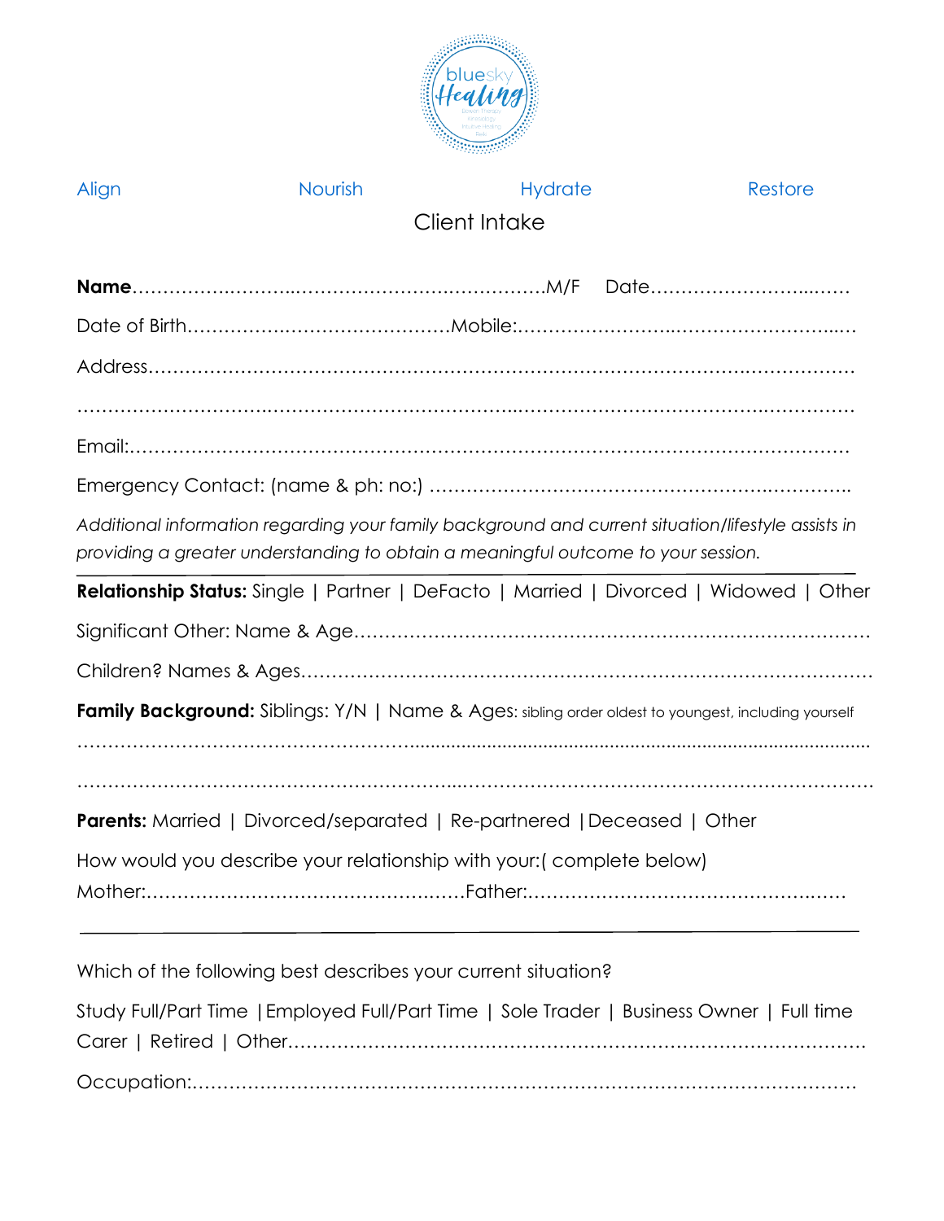Align Nourish Hydrate Restore

# Client Intake

**Name**…………………………………………………………………M/F Date……………………………

Date of Birth……………………………………Mobile:………………………………………………

Address…………………………………………………………………………………………………

…………………………………………………………………………………………………………

Email:……………………………………………………………………………………………………

Emergency Contact: (name & ph: no:) ……………………………………………………………

*Additional information regarding your family background and current situation/lifestyle assists in providing a greater understanding to obtain a meaningful outcome to your session.*

---

**Relationship Status:** Single | Partner | DeFacto | Married | Divorced | Widowed | Other

Significant Other: Name & Age…………………………………………………………………………

Children? Names & Ages…………………………………………………………………………………

**Family Background:** Siblings: Y/N | Name & Ages: sibling order oldest to youngest, including yourself

…………………………………………………………………………………………………………

…………………………………………………………………………………………………………

**Parents:** Married | Divorced/separated | Re-partnered | Deceased | Other

How would you describe your relationship with your:( complete below)
Mother:…………………………………………Father:……………………………………………

---

Which of the following best describes your current situation?

Study Full/Part Time | Employed Full/Part Time | Sole Trader | Business Owner | Full time Carer | Retired | Other……………………………………………………………………………

Occupation:……………………………………………………………………………………………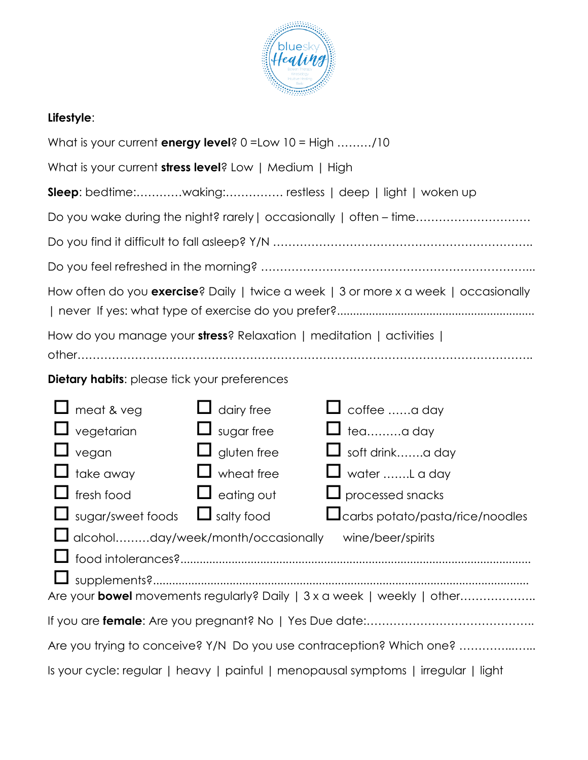**Lifestyle**:

What is your current **energy level**? 0 =Low 10 = High ………/10

What is your current **stress level**? Low | Medium | High

**Sleep**: bedtime:…………waking:…………… restless | deep | light | woken up

Do you wake during the night? rarely| occasionally | often – time…………………………

Do you find it difficult to fall asleep? Y/N ………………………………………………………..

Do you feel refreshed in the morning? ……………………………………………………………...

How often do you **exercise**? Daily | twice a week | 3 or more x a week | occasionally | never If yes: what type of exercise do you prefer?............................................................

How do you manage your **stress**? Relaxation | meditation | activities | other…………………………………………………………………………………………………..

**Dietary habits**: please tick your preferences

| | | |
|---|---|---|
| ☐ meat & veg | ☐ dairy free | ☐ coffee ……a day |
| ☐ vegetarian | ☐ sugar free | ☐ tea………a day |
| ☐ vegan | ☐ gluten free | ☐ soft drink…….a day |
| ☐ take away | ☐ wheat free | ☐ water …….L a day |
| ☐ fresh food | ☐ eating out | ☐ processed snacks |
| ☐ sugar/sweet foods | ☐ salty food | ☐ carbs potato/pasta/rice/noodles |

☐ alcohol………day/week/month/occasionally wine/beer/spirits

☐ food intolerances?...........................................................................................................

☐ supplements?....................................................................................................................

Are your **bowel** movements regularly? Daily | 3 x a week | weekly | other……………….

If you are **female**: Are you pregnant? No | Yes Due date:……………………………………..

Are you trying to conceive? Y/N Do you use contraception? Which one? ………….…...

Is your cycle: regular | heavy | painful | menopausal symptoms | irregular | light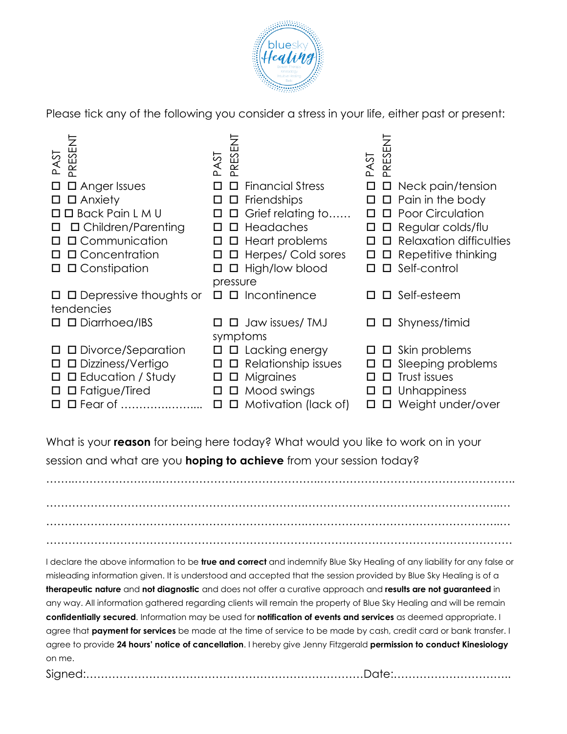Please tick any of the following you consider a stress in your life, either past or present:

| PAST | PRESENT | | PAST | PRESENT | | PAST | PRESENT | |
|---|---|---|---|---|---|---|---|---|
| ☐ | ☐ | Anger Issues | ☐ | ☐ | Financial Stress | ☐ | ☐ | Neck pain/tension |
| ☐ | ☐ | Anxiety | ☐ | ☐ | Friendships | ☐ | ☐ | Pain in the body |
| ☐ | ☐ | Back Pain L M U | ☐ | ☐ | Grief relating to…… | ☐ | ☐ | Poor Circulation |
| ☐ | ☐ | Children/Parenting | ☐ | ☐ | Headaches | ☐ | ☐ | Regular colds/flu |
| ☐ | ☐ | Communication | ☐ | ☐ | Heart problems | ☐ | ☐ | Relaxation difficulties |
| ☐ | ☐ | Concentration | ☐ | ☐ | Herpes/ Cold sores | ☐ | ☐ | Repetitive thinking |
| ☐ | ☐ | Constipation | ☐ | ☐ | High/low blood pressure | ☐ | ☐ | Self-control |
| ☐ | ☐ | Depressive thoughts or tendencies | ☐ | ☐ | Incontinence | ☐ | ☐ | Self-esteem |
| ☐ | ☐ | Diarrhoea/IBS | ☐ | ☐ | Jaw issues/ TMJ symptoms | ☐ | ☐ | Shyness/timid |
| ☐ | ☐ | Divorce/Separation | ☐ | ☐ | Lacking energy | ☐ | ☐ | Skin problems |
| ☐ | ☐ | Dizziness/Vertigo | ☐ | ☐ | Relationship issues | ☐ | ☐ | Sleeping problems |
| ☐ | ☐ | Education / Study | ☐ | ☐ | Migraines | ☐ | ☐ | Trust issues |
| ☐ | ☐ | Fatigue/Tired | ☐ | ☐ | Mood swings | ☐ | ☐ | Unhappiness |
| ☐ | ☐ | Fear of ……………..….... | ☐ | ☐ | Motivation (lack of) | ☐ | ☐ | Weight under/over |

What is your **reason** for being here today? What would you like to work on in your session and what are you **hoping to achieve** from your session today?

……………………………………………………………………………………………………………

……………………………………………………………………………………………………………

……………………………………………………………………………………………………………

……………………………………………………………………………………………………………

I declare the above information to be **true and correct** and indemnify Blue Sky Healing of any liability for any false or misleading information given. It is understood and accepted that the session provided by Blue Sky Healing is of a **therapeutic nature** and **not diagnostic** and does not offer a curative approach and **results are not guaranteed** in any way. All information gathered regarding clients will remain the property of Blue Sky Healing and will be remain **confidentially secured**. Information may be used for **notification of events and services** as deemed appropriate. I agree that **payment for services** be made at the time of service to be made by cash, credit card or bank transfer. I agree to provide **24 hours' notice of cancellation**. I hereby give Jenny Fitzgerald **permission to conduct Kinesiology** on me.

Signed:……………………………………………………………………Date:…………………………..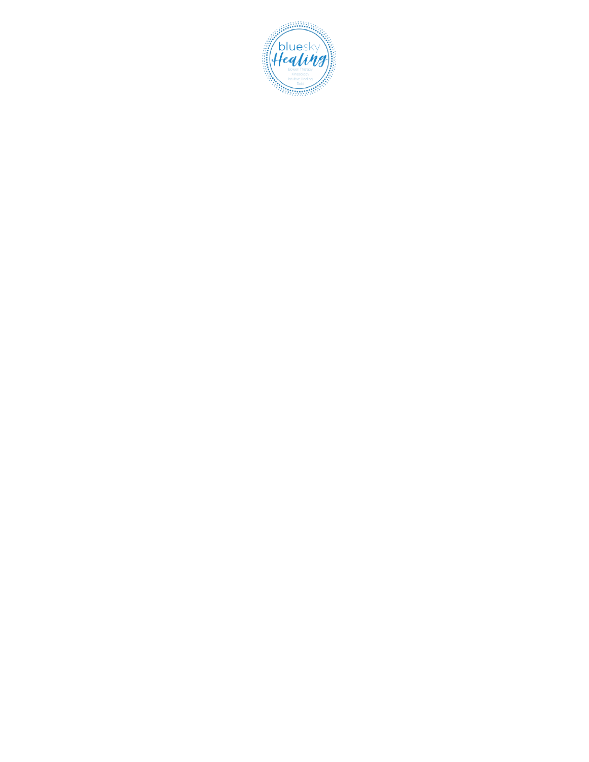blue sky

Healing

Bowen Therapy

Kinesiology

Intuitive Healing

Reiki